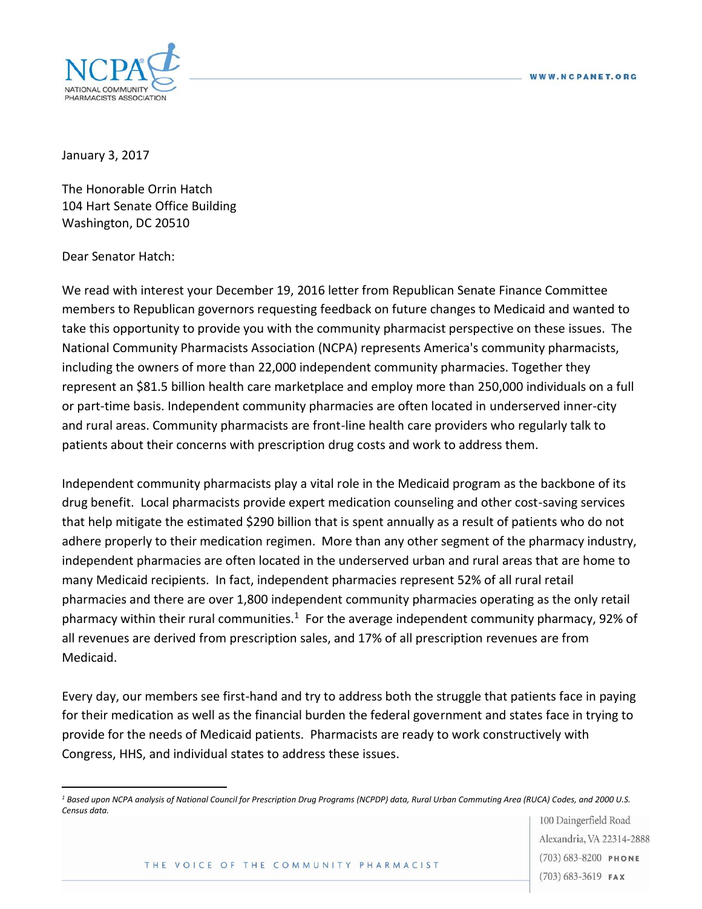January 3, 2017

The Honorable Orrin Hatch
104 Hart Senate Office Building
Washington, DC 20510

Dear Senator Hatch:

We read with interest your December 19, 2016 letter from Republican Senate Finance Committee members to Republican governors requesting feedback on future changes to Medicaid and wanted to take this opportunity to provide you with the community pharmacist perspective on these issues. The National Community Pharmacists Association (NCPA) represents America's community pharmacists, including the owners of more than 22,000 independent community pharmacies. Together they represent an $81.5 billion health care marketplace and employ more than 250,000 individuals on a full or part-time basis. Independent community pharmacies are often located in underserved inner-city and rural areas. Community pharmacists are front-line health care providers who regularly talk to patients about their concerns with prescription drug costs and work to address them.

Independent community pharmacists play a vital role in the Medicaid program as the backbone of its drug benefit. Local pharmacists provide expert medication counseling and other cost-saving services that help mitigate the estimated $290 billion that is spent annually as a result of patients who do not adhere properly to their medication regimen. More than any other segment of the pharmacy industry, independent pharmacies are often located in the underserved urban and rural areas that are home to many Medicaid recipients. In fact, independent pharmacies represent 52% of all rural retail pharmacies and there are over 1,800 independent community pharmacies operating as the only retail pharmacy within their rural communities.[1] For the average independent community pharmacy, 92% of all revenues are derived from prescription sales, and 17% of all prescription revenues are from Medicaid.

Every day, our members see first-hand and try to address both the struggle that patients face in paying for their medication as well as the financial burden the federal government and states face in trying to provide for the needs of Medicaid patients. Pharmacists are ready to work constructively with Congress, HHS, and individual states to address these issues.

---

*[1] Based upon NCPA analysis of National Council for Prescription Drug Programs (NCPDP) data, Rural Urban Commuting Area (RUCA) Codes, and 2000 U.S. Census data.*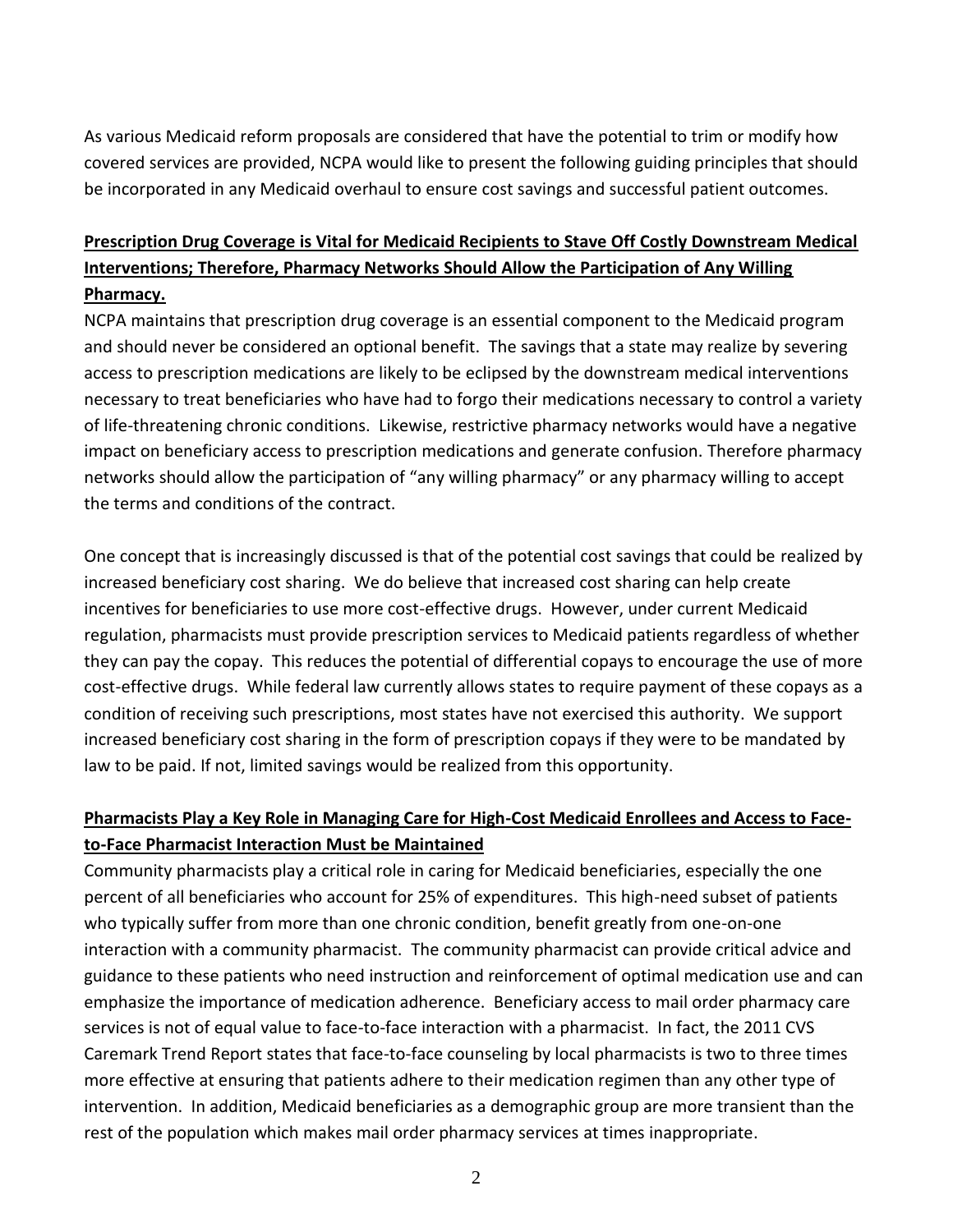As various Medicaid reform proposals are considered that have the potential to trim or modify how covered services are provided, NCPA would like to present the following guiding principles that should be incorporated in any Medicaid overhaul to ensure cost savings and successful patient outcomes.

## Prescription Drug Coverage is Vital for Medicaid Recipients to Stave Off Costly Downstream Medical Interventions; Therefore, Pharmacy Networks Should Allow the Participation of Any Willing Pharmacy.

NCPA maintains that prescription drug coverage is an essential component to the Medicaid program and should never be considered an optional benefit. The savings that a state may realize by severing access to prescription medications are likely to be eclipsed by the downstream medical interventions necessary to treat beneficiaries who have had to forgo their medications necessary to control a variety of life-threatening chronic conditions. Likewise, restrictive pharmacy networks would have a negative impact on beneficiary access to prescription medications and generate confusion. Therefore pharmacy networks should allow the participation of "any willing pharmacy" or any pharmacy willing to accept the terms and conditions of the contract.

One concept that is increasingly discussed is that of the potential cost savings that could be realized by increased beneficiary cost sharing. We do believe that increased cost sharing can help create incentives for beneficiaries to use more cost-effective drugs. However, under current Medicaid regulation, pharmacists must provide prescription services to Medicaid patients regardless of whether they can pay the copay. This reduces the potential of differential copays to encourage the use of more cost-effective drugs. While federal law currently allows states to require payment of these copays as a condition of receiving such prescriptions, most states have not exercised this authority. We support increased beneficiary cost sharing in the form of prescription copays if they were to be mandated by law to be paid. If not, limited savings would be realized from this opportunity.

## Pharmacists Play a Key Role in Managing Care for High-Cost Medicaid Enrollees and Access to Face-to-Face Pharmacist Interaction Must be Maintained

Community pharmacists play a critical role in caring for Medicaid beneficiaries, especially the one percent of all beneficiaries who account for 25% of expenditures. This high-need subset of patients who typically suffer from more than one chronic condition, benefit greatly from one-on-one interaction with a community pharmacist. The community pharmacist can provide critical advice and guidance to these patients who need instruction and reinforcement of optimal medication use and can emphasize the importance of medication adherence. Beneficiary access to mail order pharmacy care services is not of equal value to face-to-face interaction with a pharmacist. In fact, the 2011 CVS Caremark Trend Report states that face-to-face counseling by local pharmacists is two to three times more effective at ensuring that patients adhere to their medication regimen than any other type of intervention. In addition, Medicaid beneficiaries as a demographic group are more transient than the rest of the population which makes mail order pharmacy services at times inappropriate.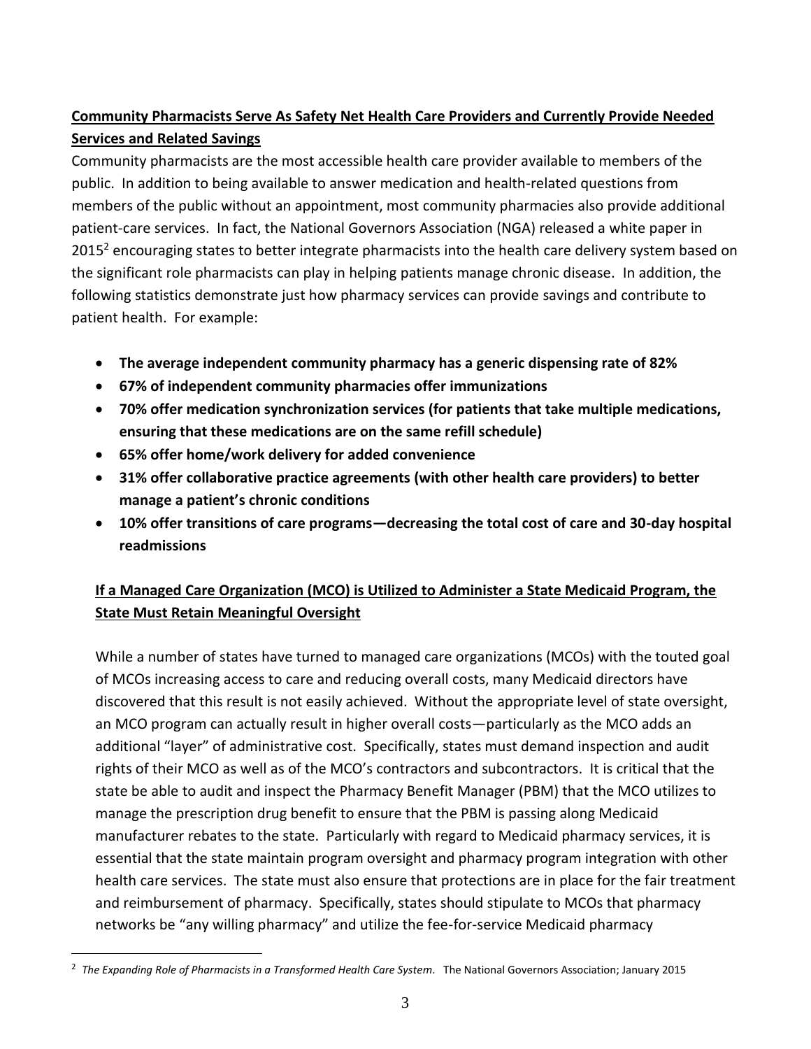**Community Pharmacists Serve As Safety Net Health Care Providers and Currently Provide Needed Services and Related Savings**

Community pharmacists are the most accessible health care provider available to members of the public. In addition to being available to answer medication and health-related questions from members of the public without an appointment, most community pharmacies also provide additional patient-care services. In fact, the National Governors Association (NGA) released a white paper in 2015[2] encouraging states to better integrate pharmacists into the health care delivery system based on the significant role pharmacists can play in helping patients manage chronic disease. In addition, the following statistics demonstrate just how pharmacy services can provide savings and contribute to patient health. For example:

- **The average independent community pharmacy has a generic dispensing rate of 82%**
- **67% of independent community pharmacies offer immunizations**
- **70% offer medication synchronization services (for patients that take multiple medications, ensuring that these medications are on the same refill schedule)**
- **65% offer home/work delivery for added convenience**
- **31% offer collaborative practice agreements (with other health care providers) to better manage a patient's chronic conditions**
- **10% offer transitions of care programs—decreasing the total cost of care and 30-day hospital readmissions**

**If a Managed Care Organization (MCO) is Utilized to Administer a State Medicaid Program, the State Must Retain Meaningful Oversight**

While a number of states have turned to managed care organizations (MCOs) with the touted goal of MCOs increasing access to care and reducing overall costs, many Medicaid directors have discovered that this result is not easily achieved. Without the appropriate level of state oversight, an MCO program can actually result in higher overall costs—particularly as the MCO adds an additional "layer" of administrative cost. Specifically, states must demand inspection and audit rights of their MCO as well as of the MCO's contractors and subcontractors. It is critical that the state be able to audit and inspect the Pharmacy Benefit Manager (PBM) that the MCO utilizes to manage the prescription drug benefit to ensure that the PBM is passing along Medicaid manufacturer rebates to the state. Particularly with regard to Medicaid pharmacy services, it is essential that the state maintain program oversight and pharmacy program integration with other health care services. The state must also ensure that protections are in place for the fair treatment and reimbursement of pharmacy. Specifically, states should stipulate to MCOs that pharmacy networks be "any willing pharmacy" and utilize the fee-for-service Medicaid pharmacy

---

[2] *The Expanding Role of Pharmacists in a Transformed Health Care System*. The National Governors Association; January 2015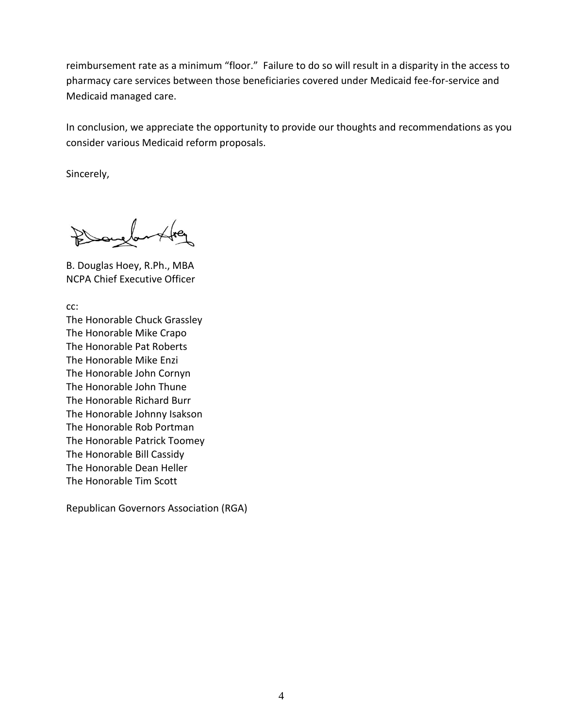reimbursement rate as a minimum "floor." Failure to do so will result in a disparity in the access to pharmacy care services between those beneficiaries covered under Medicaid fee-for-service and Medicaid managed care.

In conclusion, we appreciate the opportunity to provide our thoughts and recommendations as you consider various Medicaid reform proposals.

Sincerely,

B. Douglas Hoey, R.Ph., MBA
NCPA Chief Executive Officer

cc:
The Honorable Chuck Grassley
The Honorable Mike Crapo
The Honorable Pat Roberts
The Honorable Mike Enzi
The Honorable John Cornyn
The Honorable John Thune
The Honorable Richard Burr
The Honorable Johnny Isakson
The Honorable Rob Portman
The Honorable Patrick Toomey
The Honorable Bill Cassidy
The Honorable Dean Heller
The Honorable Tim Scott

Republican Governors Association (RGA)